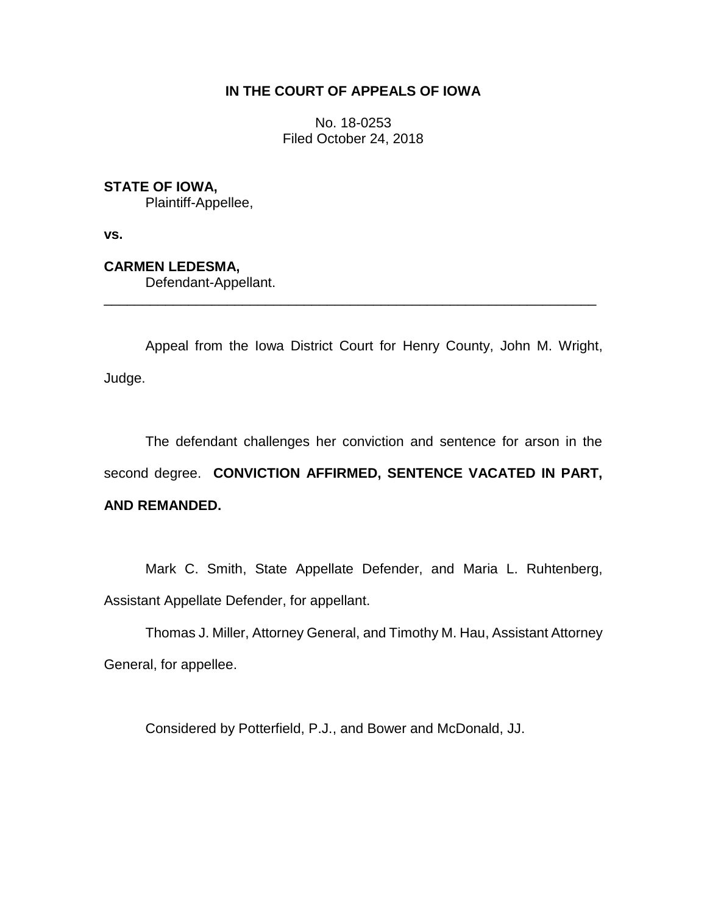**IN THE COURT OF APPEALS OF IOWA**

No. 18-0253
Filed October 24, 2018

**STATE OF IOWA,**
Plaintiff-Appellee,

**vs.**

**CARMEN LEDESMA,**
Defendant-Appellant.

---

Appeal from the Iowa District Court for Henry County, John M. Wright, Judge.

The defendant challenges her conviction and sentence for arson in the second degree. **CONVICTION AFFIRMED, SENTENCE VACATED IN PART, AND REMANDED.**

Mark C. Smith, State Appellate Defender, and Maria L. Ruhtenberg, Assistant Appellate Defender, for appellant.

Thomas J. Miller, Attorney General, and Timothy M. Hau, Assistant Attorney General, for appellee.

Considered by Potterfield, P.J., and Bower and McDonald, JJ.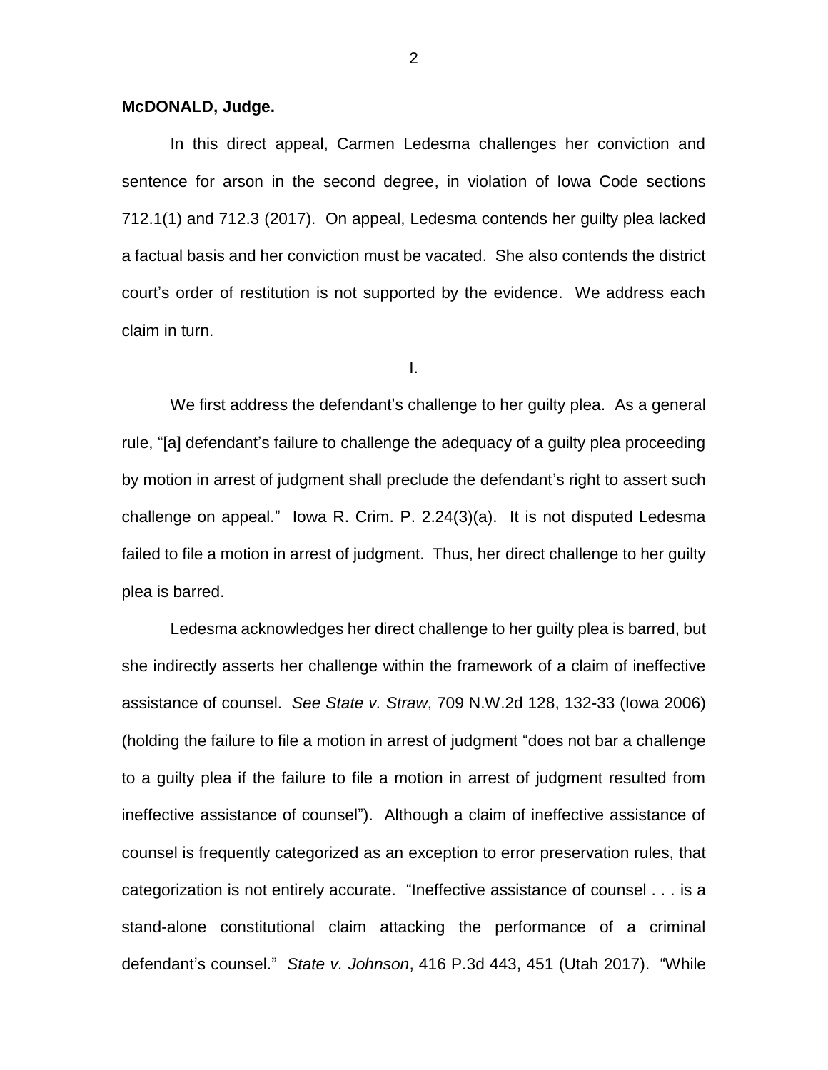**McDONALD, Judge.**

In this direct appeal, Carmen Ledesma challenges her conviction and sentence for arson in the second degree, in violation of Iowa Code sections 712.1(1) and 712.3 (2017). On appeal, Ledesma contends her guilty plea lacked a factual basis and her conviction must be vacated. She also contends the district court's order of restitution is not supported by the evidence. We address each claim in turn.

I.

We first address the defendant's challenge to her guilty plea. As a general rule, "[a] defendant's failure to challenge the adequacy of a guilty plea proceeding by motion in arrest of judgment shall preclude the defendant's right to assert such challenge on appeal." Iowa R. Crim. P. 2.24(3)(a). It is not disputed Ledesma failed to file a motion in arrest of judgment. Thus, her direct challenge to her guilty plea is barred.

Ledesma acknowledges her direct challenge to her guilty plea is barred, but she indirectly asserts her challenge within the framework of a claim of ineffective assistance of counsel. *See State v. Straw*, 709 N.W.2d 128, 132-33 (Iowa 2006) (holding the failure to file a motion in arrest of judgment "does not bar a challenge to a guilty plea if the failure to file a motion in arrest of judgment resulted from ineffective assistance of counsel"). Although a claim of ineffective assistance of counsel is frequently categorized as an exception to error preservation rules, that categorization is not entirely accurate. "Ineffective assistance of counsel . . . is a stand-alone constitutional claim attacking the performance of a criminal defendant's counsel." *State v. Johnson*, 416 P.3d 443, 451 (Utah 2017). "While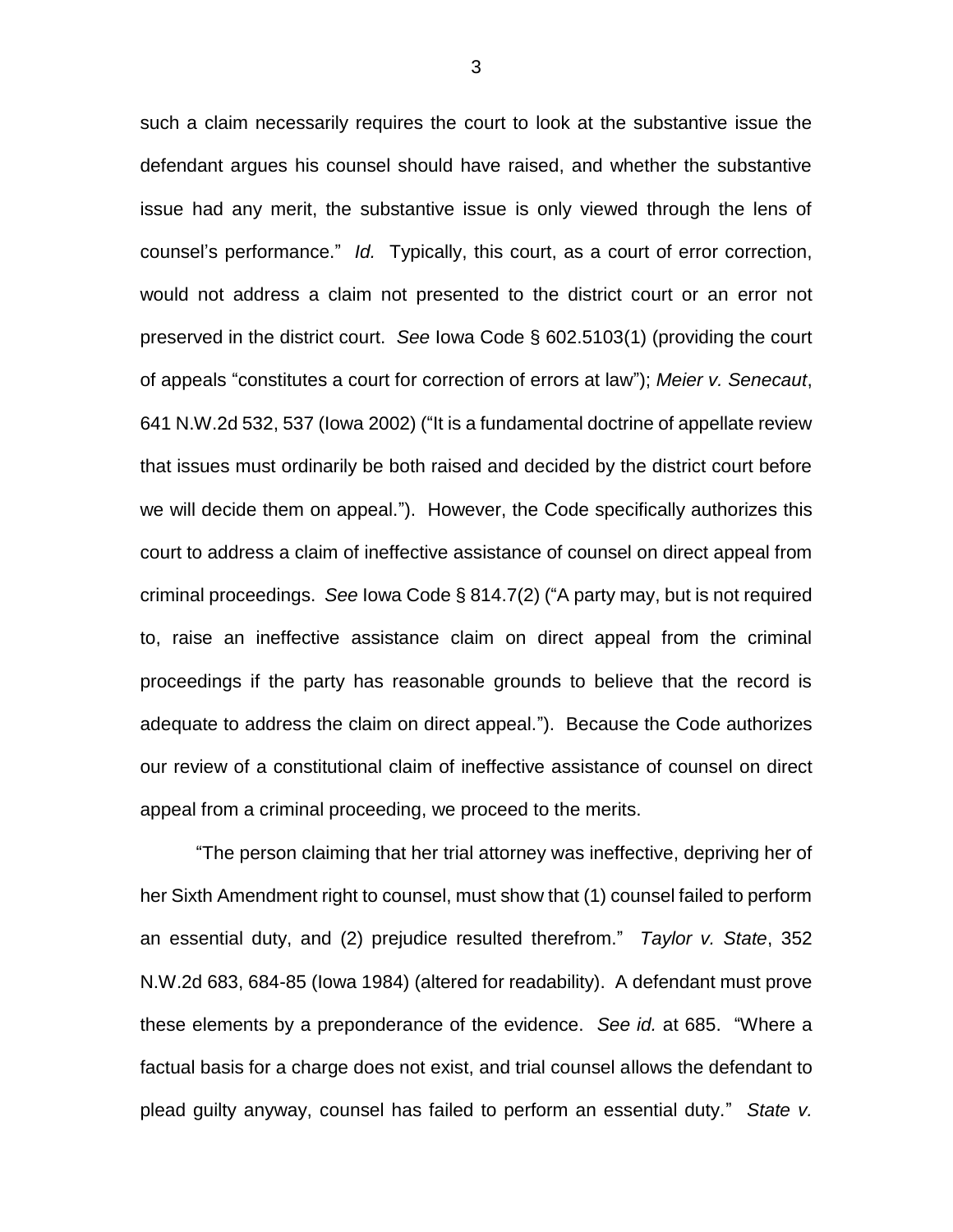such a claim necessarily requires the court to look at the substantive issue the defendant argues his counsel should have raised, and whether the substantive issue had any merit, the substantive issue is only viewed through the lens of counsel's performance." *Id.* Typically, this court, as a court of error correction, would not address a claim not presented to the district court or an error not preserved in the district court. *See* Iowa Code § 602.5103(1) (providing the court of appeals "constitutes a court for correction of errors at law"); *Meier v. Senecaut*, 641 N.W.2d 532, 537 (Iowa 2002) ("It is a fundamental doctrine of appellate review that issues must ordinarily be both raised and decided by the district court before we will decide them on appeal."). However, the Code specifically authorizes this court to address a claim of ineffective assistance of counsel on direct appeal from criminal proceedings. *See* Iowa Code § 814.7(2) ("A party may, but is not required to, raise an ineffective assistance claim on direct appeal from the criminal proceedings if the party has reasonable grounds to believe that the record is adequate to address the claim on direct appeal."). Because the Code authorizes our review of a constitutional claim of ineffective assistance of counsel on direct appeal from a criminal proceeding, we proceed to the merits.

"The person claiming that her trial attorney was ineffective, depriving her of her Sixth Amendment right to counsel, must show that (1) counsel failed to perform an essential duty, and (2) prejudice resulted therefrom." *Taylor v. State*, 352 N.W.2d 683, 684-85 (Iowa 1984) (altered for readability). A defendant must prove these elements by a preponderance of the evidence. *See id.* at 685. "Where a factual basis for a charge does not exist, and trial counsel allows the defendant to plead guilty anyway, counsel has failed to perform an essential duty." *State v.*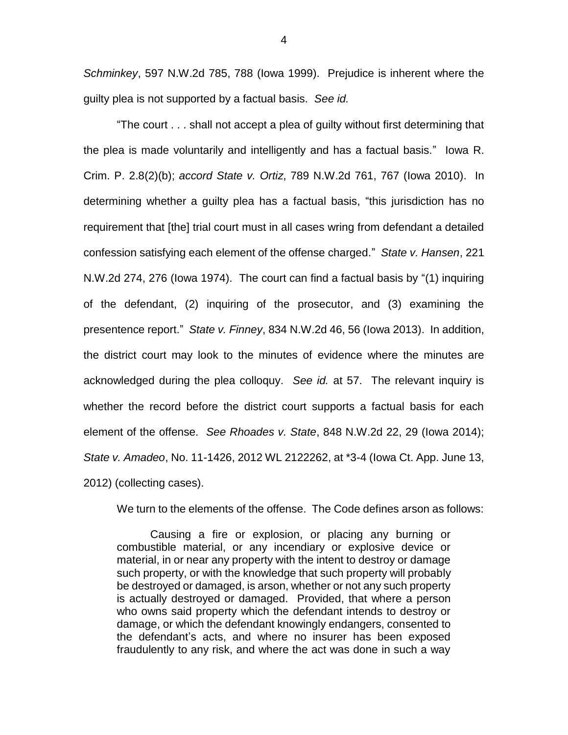*Schminkey*, 597 N.W.2d 785, 788 (Iowa 1999). Prejudice is inherent where the guilty plea is not supported by a factual basis. *See id.*

"The court . . . shall not accept a plea of guilty without first determining that the plea is made voluntarily and intelligently and has a factual basis." Iowa R. Crim. P. 2.8(2)(b); *accord State v. Ortiz*, 789 N.W.2d 761, 767 (Iowa 2010). In determining whether a guilty plea has a factual basis, "this jurisdiction has no requirement that [the] trial court must in all cases wring from defendant a detailed confession satisfying each element of the offense charged." *State v. Hansen*, 221 N.W.2d 274, 276 (Iowa 1974). The court can find a factual basis by "(1) inquiring of the defendant, (2) inquiring of the prosecutor, and (3) examining the presentence report." *State v. Finney*, 834 N.W.2d 46, 56 (Iowa 2013). In addition, the district court may look to the minutes of evidence where the minutes are acknowledged during the plea colloquy. *See id.* at 57. The relevant inquiry is whether the record before the district court supports a factual basis for each element of the offense. *See Rhoades v. State*, 848 N.W.2d 22, 29 (Iowa 2014); *State v. Amadeo*, No. 11-1426, 2012 WL 2122262, at *3-4 (Iowa Ct. App. June 13, 2012) (collecting cases).

We turn to the elements of the offense. The Code defines arson as follows:

> Causing a fire or explosion, or placing any burning or combustible material, or any incendiary or explosive device or material, in or near any property with the intent to destroy or damage such property, or with the knowledge that such property will probably be destroyed or damaged, is arson, whether or not any such property is actually destroyed or damaged. Provided, that where a person who owns said property which the defendant intends to destroy or damage, or which the defendant knowingly endangers, consented to the defendant's acts, and where no insurer has been exposed fraudulently to any risk, and where the act was done in such a way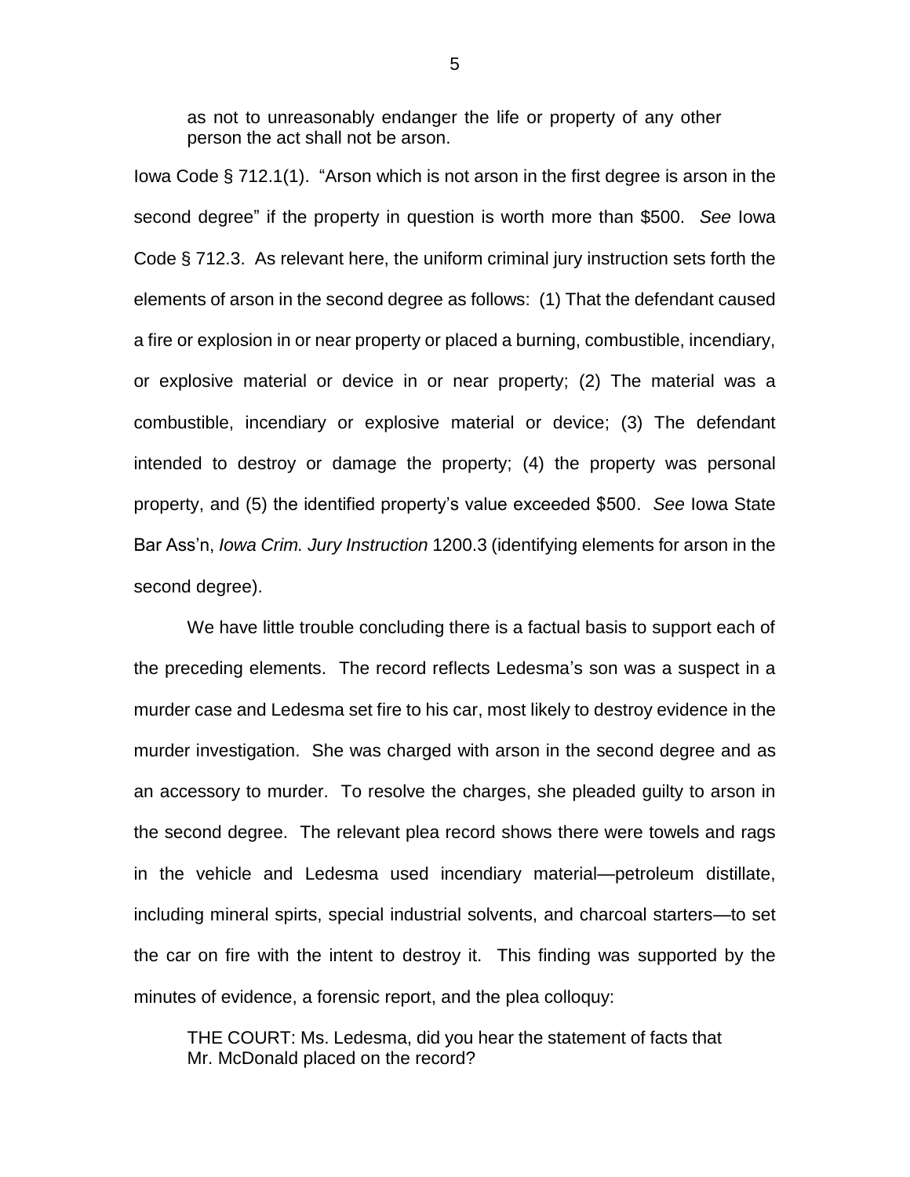as not to unreasonably endanger the life or property of any other person the act shall not be arson.

Iowa Code § 712.1(1). "Arson which is not arson in the first degree is arson in the second degree" if the property in question is worth more than $500. *See* Iowa Code § 712.3. As relevant here, the uniform criminal jury instruction sets forth the elements of arson in the second degree as follows: (1) That the defendant caused a fire or explosion in or near property or placed a burning, combustible, incendiary, or explosive material or device in or near property; (2) The material was a combustible, incendiary or explosive material or device; (3) The defendant intended to destroy or damage the property; (4) the property was personal property, and (5) the identified property's value exceeded $500. *See* Iowa State Bar Ass'n, *Iowa Crim. Jury Instruction* 1200.3 (identifying elements for arson in the second degree).

We have little trouble concluding there is a factual basis to support each of the preceding elements. The record reflects Ledesma's son was a suspect in a murder case and Ledesma set fire to his car, most likely to destroy evidence in the murder investigation. She was charged with arson in the second degree and as an accessory to murder. To resolve the charges, she pleaded guilty to arson in the second degree. The relevant plea record shows there were towels and rags in the vehicle and Ledesma used incendiary material—petroleum distillate, including mineral spirts, special industrial solvents, and charcoal starters—to set the car on fire with the intent to destroy it. This finding was supported by the minutes of evidence, a forensic report, and the plea colloquy:

> THE COURT: Ms. Ledesma, did you hear the statement of facts that Mr. McDonald placed on the record?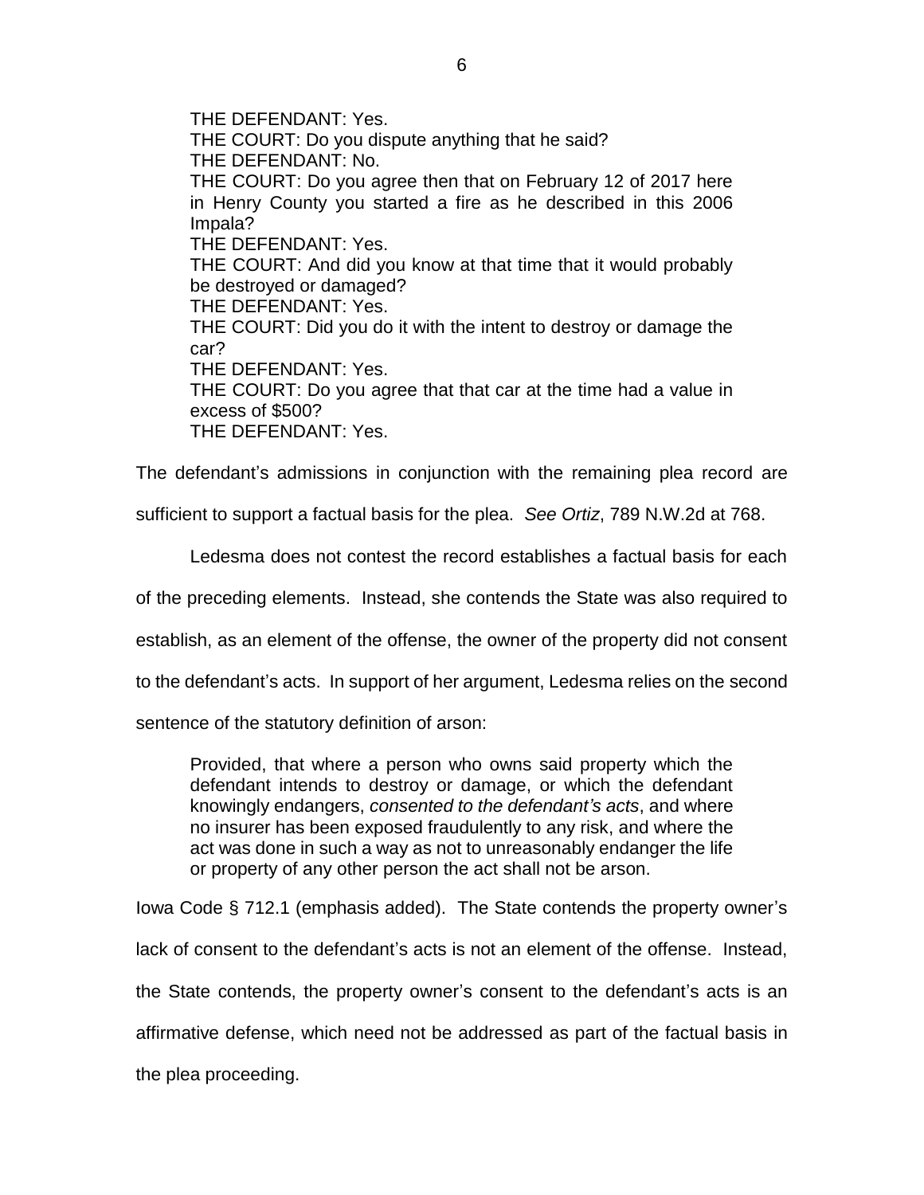> THE DEFENDANT: Yes.
> THE COURT: Do you dispute anything that he said?
> THE DEFENDANT: No.
> THE COURT: Do you agree then that on February 12 of 2017 here in Henry County you started a fire as he described in this 2006 Impala?
> THE DEFENDANT: Yes.
> THE COURT: And did you know at that time that it would probably be destroyed or damaged?
> THE DEFENDANT: Yes.
> THE COURT: Did you do it with the intent to destroy or damage the car?
> THE DEFENDANT: Yes.
> THE COURT: Do you agree that that car at the time had a value in excess of $500?
> THE DEFENDANT: Yes.

The defendant's admissions in conjunction with the remaining plea record are sufficient to support a factual basis for the plea. *See Ortiz*, 789 N.W.2d at 768.

Ledesma does not contest the record establishes a factual basis for each of the preceding elements. Instead, she contends the State was also required to establish, as an element of the offense, the owner of the property did not consent to the defendant's acts. In support of her argument, Ledesma relies on the second sentence of the statutory definition of arson:

> Provided, that where a person who owns said property which the defendant intends to destroy or damage, or which the defendant knowingly endangers, *consented to the defendant's acts*, and where no insurer has been exposed fraudulently to any risk, and where the act was done in such a way as not to unreasonably endanger the life or property of any other person the act shall not be arson.

Iowa Code § 712.1 (emphasis added). The State contends the property owner's lack of consent to the defendant's acts is not an element of the offense. Instead, the State contends, the property owner's consent to the defendant's acts is an affirmative defense, which need not be addressed as part of the factual basis in the plea proceeding.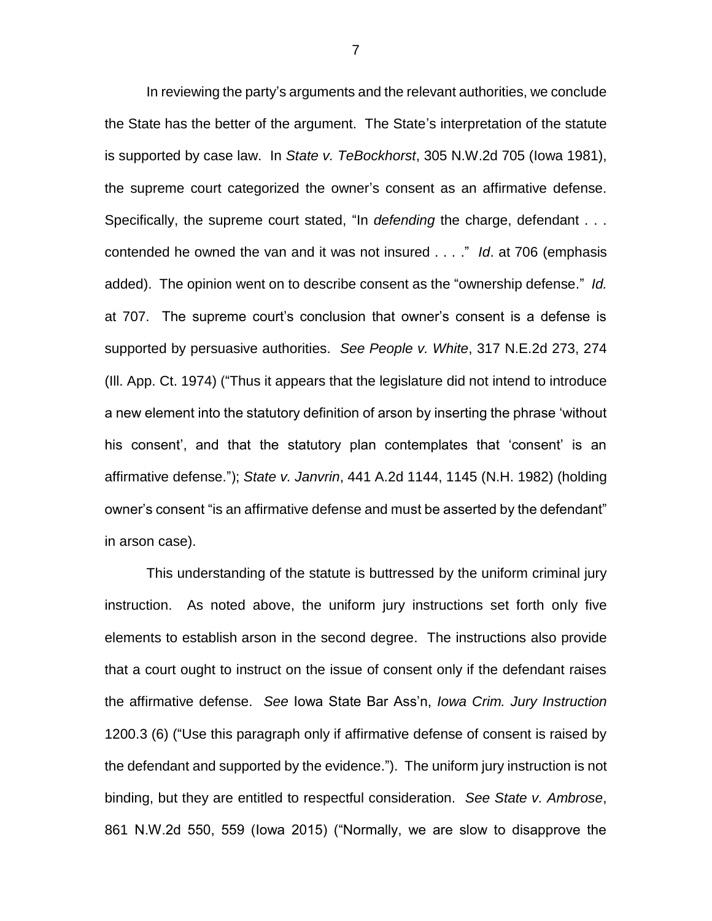In reviewing the party's arguments and the relevant authorities, we conclude the State has the better of the argument. The State's interpretation of the statute is supported by case law. In *State v. TeBockhorst*, 305 N.W.2d 705 (Iowa 1981), the supreme court categorized the owner's consent as an affirmative defense. Specifically, the supreme court stated, "In *defending* the charge, defendant . . . contended he owned the van and it was not insured . . . ." *Id*. at 706 (emphasis added). The opinion went on to describe consent as the "ownership defense." *Id.* at 707. The supreme court's conclusion that owner's consent is a defense is supported by persuasive authorities. *See People v. White*, 317 N.E.2d 273, 274 (Ill. App. Ct. 1974) ("Thus it appears that the legislature did not intend to introduce a new element into the statutory definition of arson by inserting the phrase 'without his consent', and that the statutory plan contemplates that 'consent' is an affirmative defense."); *State v. Janvrin*, 441 A.2d 1144, 1145 (N.H. 1982) (holding owner's consent "is an affirmative defense and must be asserted by the defendant" in arson case).

This understanding of the statute is buttressed by the uniform criminal jury instruction. As noted above, the uniform jury instructions set forth only five elements to establish arson in the second degree. The instructions also provide that a court ought to instruct on the issue of consent only if the defendant raises the affirmative defense. *See* Iowa State Bar Ass'n, *Iowa Crim. Jury Instruction* 1200.3 (6) ("Use this paragraph only if affirmative defense of consent is raised by the defendant and supported by the evidence."). The uniform jury instruction is not binding, but they are entitled to respectful consideration. *See State v. Ambrose*, 861 N.W.2d 550, 559 (Iowa 2015) ("Normally, we are slow to disapprove the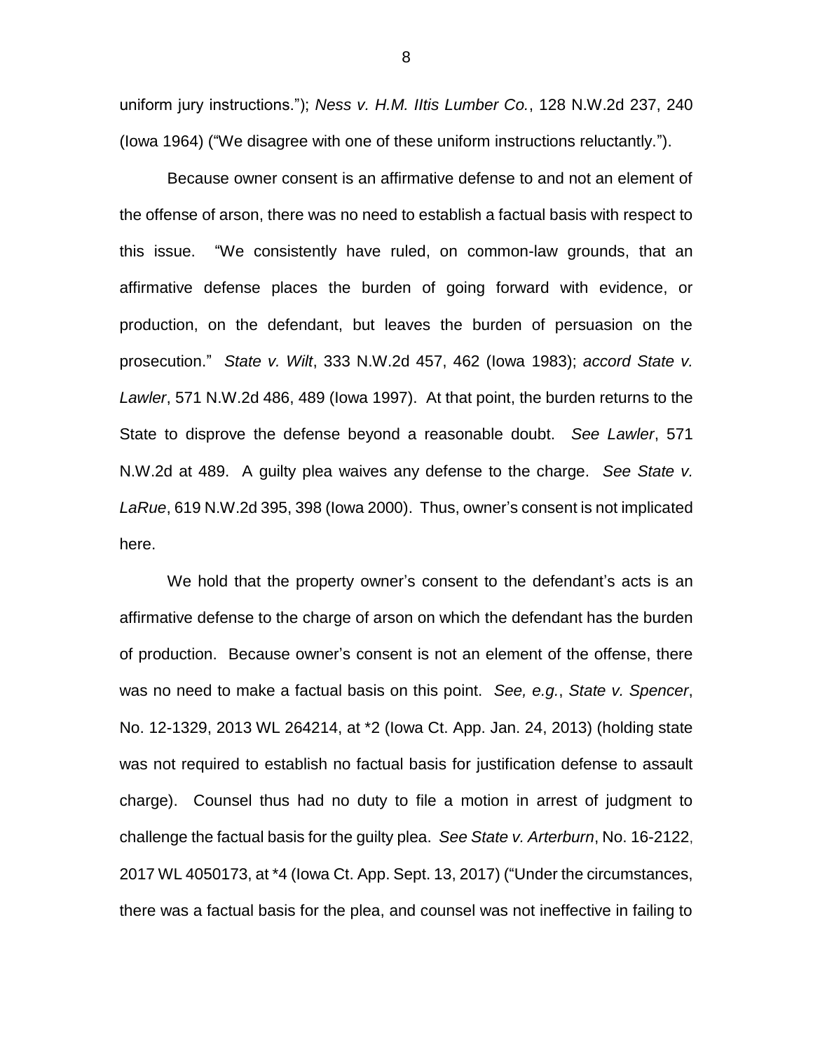uniform jury instructions."); *Ness v. H.M. IItis Lumber Co.*, 128 N.W.2d 237, 240 (Iowa 1964) ("We disagree with one of these uniform instructions reluctantly.").

Because owner consent is an affirmative defense to and not an element of the offense of arson, there was no need to establish a factual basis with respect to this issue. "We consistently have ruled, on common-law grounds, that an affirmative defense places the burden of going forward with evidence, or production, on the defendant, but leaves the burden of persuasion on the prosecution." *State v. Wilt*, 333 N.W.2d 457, 462 (Iowa 1983); *accord State v. Lawler*, 571 N.W.2d 486, 489 (Iowa 1997). At that point, the burden returns to the State to disprove the defense beyond a reasonable doubt. *See Lawler*, 571 N.W.2d at 489. A guilty plea waives any defense to the charge. *See State v. LaRue*, 619 N.W.2d 395, 398 (Iowa 2000). Thus, owner's consent is not implicated here.

We hold that the property owner's consent to the defendant's acts is an affirmative defense to the charge of arson on which the defendant has the burden of production. Because owner's consent is not an element of the offense, there was no need to make a factual basis on this point. *See, e.g.*, *State v. Spencer*, No. 12-1329, 2013 WL 264214, at *2 (Iowa Ct. App. Jan. 24, 2013) (holding state was not required to establish no factual basis for justification defense to assault charge). Counsel thus had no duty to file a motion in arrest of judgment to challenge the factual basis for the guilty plea. *See State v. Arterburn*, No. 16-2122, 2017 WL 4050173, at *4 (Iowa Ct. App. Sept. 13, 2017) ("Under the circumstances, there was a factual basis for the plea, and counsel was not ineffective in failing to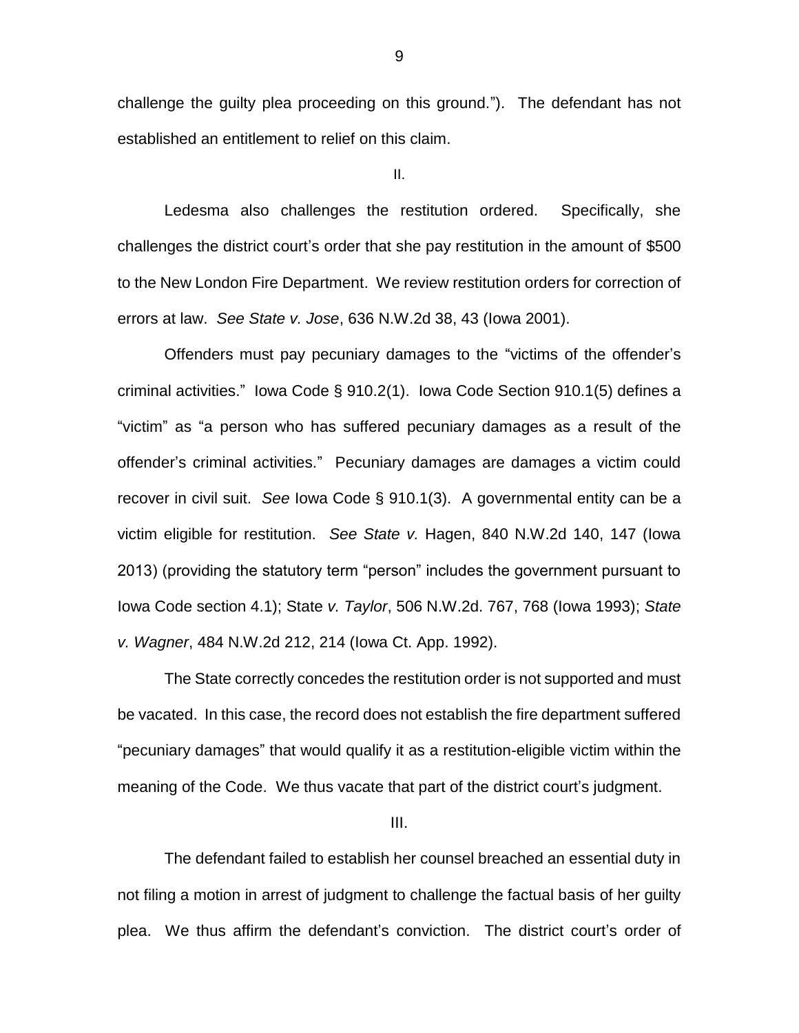challenge the guilty plea proceeding on this ground."). The defendant has not established an entitlement to relief on this claim.

II.

Ledesma also challenges the restitution ordered. Specifically, she challenges the district court's order that she pay restitution in the amount of $500 to the New London Fire Department. We review restitution orders for correction of errors at law. *See State v. Jose*, 636 N.W.2d 38, 43 (Iowa 2001).

Offenders must pay pecuniary damages to the "victims of the offender's criminal activities." Iowa Code § 910.2(1). Iowa Code Section 910.1(5) defines a "victim" as "a person who has suffered pecuniary damages as a result of the offender's criminal activities." Pecuniary damages are damages a victim could recover in civil suit. *See* Iowa Code § 910.1(3). A governmental entity can be a victim eligible for restitution. *See State v.* Hagen, 840 N.W.2d 140, 147 (Iowa 2013) (providing the statutory term "person" includes the government pursuant to Iowa Code section 4.1); State *v. Taylor*, 506 N.W.2d. 767, 768 (Iowa 1993); *State v. Wagner*, 484 N.W.2d 212, 214 (Iowa Ct. App. 1992).

The State correctly concedes the restitution order is not supported and must be vacated. In this case, the record does not establish the fire department suffered "pecuniary damages" that would qualify it as a restitution-eligible victim within the meaning of the Code. We thus vacate that part of the district court's judgment.

III.

The defendant failed to establish her counsel breached an essential duty in not filing a motion in arrest of judgment to challenge the factual basis of her guilty plea. We thus affirm the defendant's conviction. The district court's order of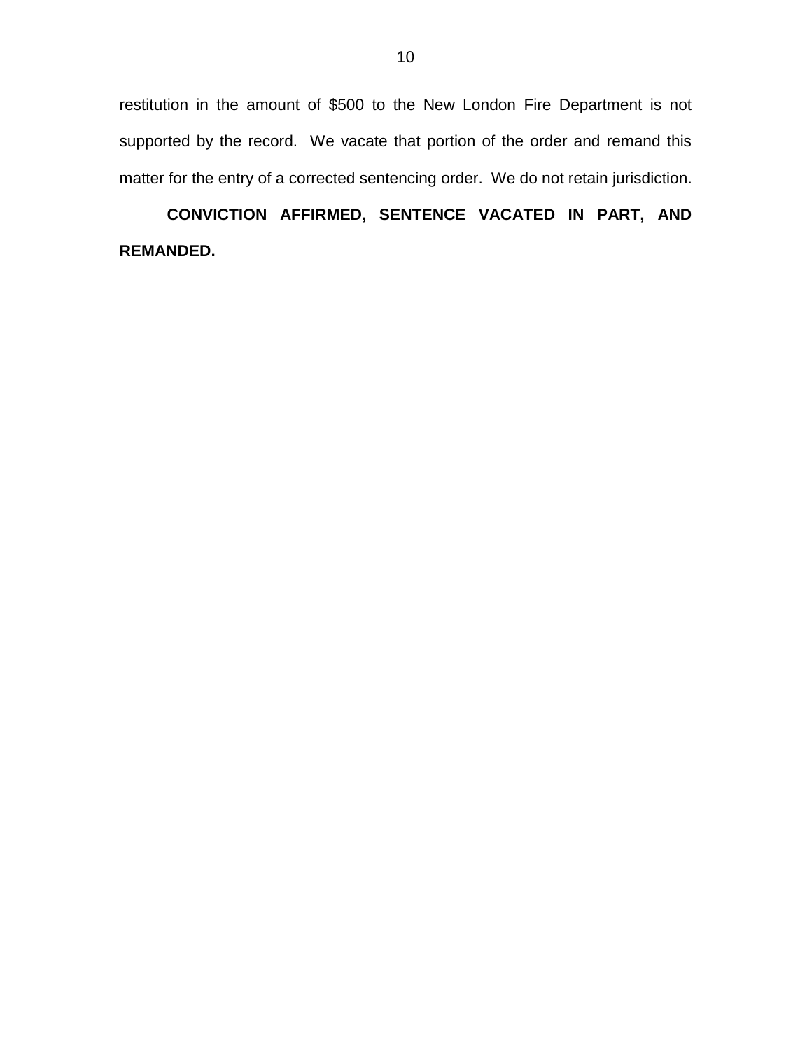restitution in the amount of $500 to the New London Fire Department is not supported by the record. We vacate that portion of the order and remand this matter for the entry of a corrected sentencing order. We do not retain jurisdiction.

**CONVICTION AFFIRMED, SENTENCE VACATED IN PART, AND REMANDED.**